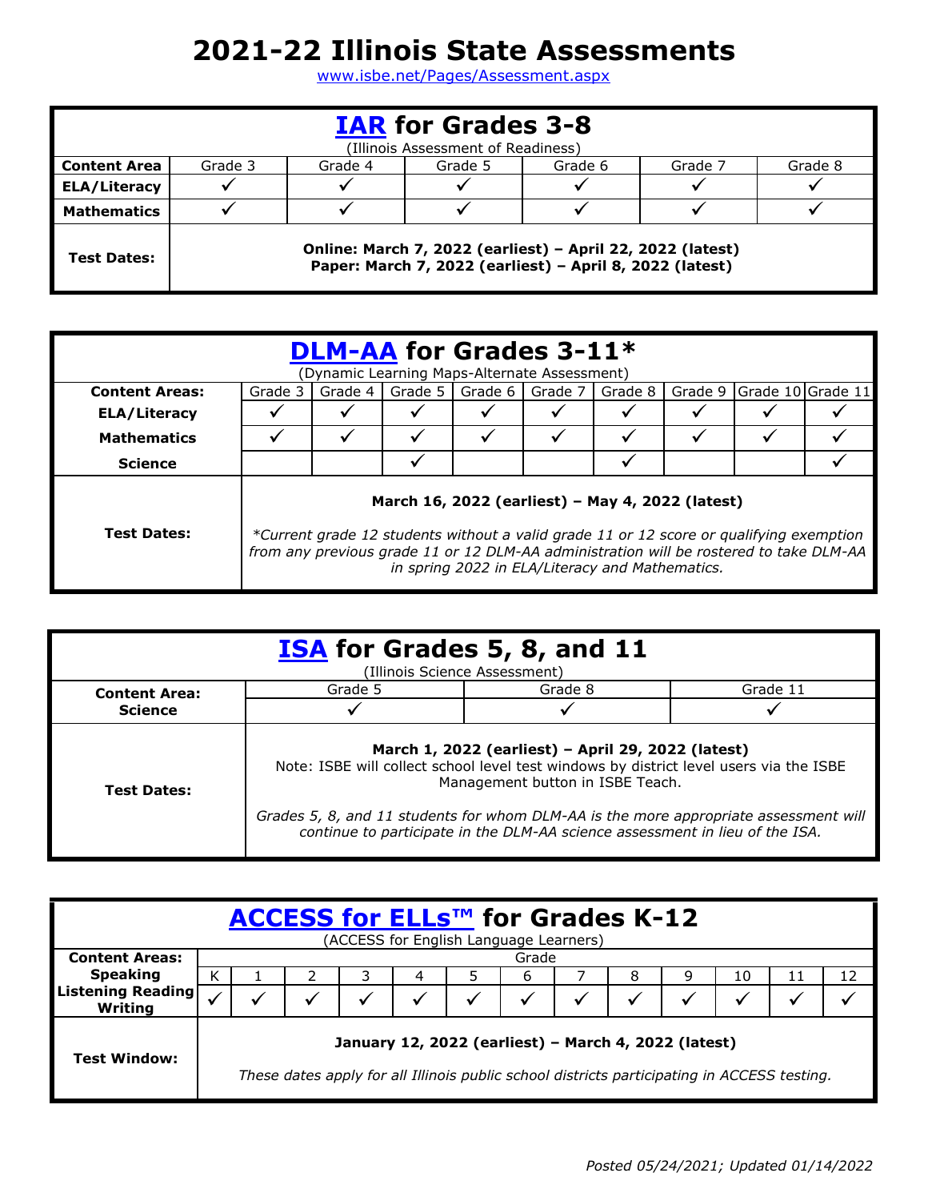# 2021-22 Illinois State Assessments

www.isbe.net/Pages/Assessment.aspx

## IAR for Grades 3-8

(Illinois Assessment of Readiness)

| Content Area | Grade 3 | Grade 4 | Grade 5 | Grade 6 | Grade 7 | Grade 8 |
|---|---|---|---|---|---|---|
| ELA/Literacy | ✓ | ✓ | ✓ | ✓ | ✓ | ✓ |
| Mathematics | ✓ | ✓ | ✓ | ✓ | ✓ | ✓ |
| Test Dates: | **Online: March 7, 2022 (earliest) – April 22, 2022 (latest)** **Paper: March 7, 2022 (earliest) – April 8, 2022 (latest)** | | | | | |

## DLM-AA for Grades 3-11*

(Dynamic Learning Maps-Alternate Assessment)

| Content Areas: | Grade 3 | Grade 4 | Grade 5 | Grade 6 | Grade 7 | Grade 8 | Grade 9 | Grade 10 | Grade 11 |
|---|---|---|---|---|---|---|---|---|---|
| ELA/Literacy | ✓ | ✓ | ✓ | ✓ | ✓ | ✓ | ✓ | ✓ | ✓ |
| Mathematics | ✓ | ✓ | ✓ | ✓ | ✓ | ✓ | ✓ | ✓ | ✓ |
| Science | | | ✓ | | | ✓ | | | ✓ |
| Test Dates: | **March 16, 2022 (earliest) – May 4, 2022 (latest)** *\*Current grade 12 students without a valid grade 11 or 12 score or qualifying exemption from any previous grade 11 or 12 DLM-AA administration will be rostered to take DLM-AA in spring 2022 in ELA/Literacy and Mathematics.* | | | | | | | | |

## ISA for Grades 5, 8, and 11

(Illinois Science Assessment)

| Content Area: Science | Grade 5 | Grade 8 | Grade 11 |
|---|---|---|---|
| | ✓ | ✓ | ✓ |
| Test Dates: | **March 1, 2022 (earliest) – April 29, 2022 (latest)** Note: ISBE will collect school level test windows by district level users via the ISBE Management button in ISBE Teach. *Grades 5, 8, and 11 students for whom DLM-AA is the more appropriate assessment will continue to participate in the DLM-AA science assessment in lieu of the ISA.* | | |

## ACCESS for ELLs™ for Grades K-12

(ACCESS for English Language Learners)

| Content Areas: Speaking, Listening, Reading, Writing | Grade | | | | | | | | | | | | |
|---|---|---|---|---|---|---|---|---|---|---|---|---|---|
| | K | 1 | 2 | 3 | 4 | 5 | 6 | 7 | 8 | 9 | 10 | 11 | 12 |
| | ✓ | ✓ | ✓ | ✓ | ✓ | ✓ | ✓ | ✓ | ✓ | ✓ | ✓ | ✓ | ✓ |
| Test Window: | **January 12, 2022 (earliest) – March 4, 2022 (latest)** *These dates apply for all Illinois public school districts participating in ACCESS testing.* | | | | | | | | | | | | |

*Posted 05/24/2021; Updated 01/14/2022*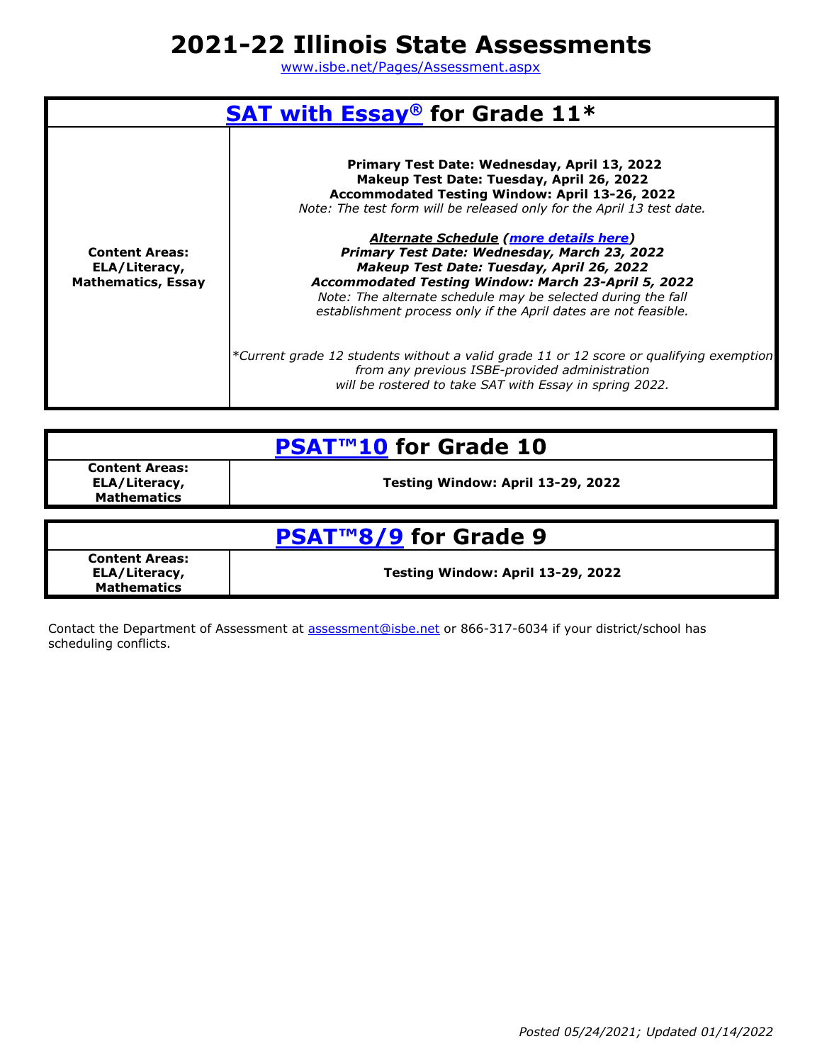# 2021-22 Illinois State Assessments

www.isbe.net/Pages/Assessment.aspx

## SAT with Essay® for Grade 11*

| | |
|---|---|
| **Content Areas: ELA/Literacy, Mathematics, Essay** | **Primary Test Date: Wednesday, April 13, 2022**<br>**Makeup Test Date: Tuesday, April 26, 2022**<br>**Accommodated Testing Window: April 13-26, 2022**<br>*Note: The test form will be released only for the April 13 test date.*<br><br>***Alternate Schedule (more details here)***<br>***Primary Test Date: Wednesday, March 23, 2022***<br>***Makeup Test Date: Tuesday, April 26, 2022***<br>***Accommodated Testing Window: March 23-April 5, 2022***<br>*Note: The alternate schedule may be selected during the fall establishment process only if the April dates are not feasible.*<br><br>*\*Current grade 12 students without a valid grade 11 or 12 score or qualifying exemption from any previous ISBE-provided administration will be rostered to take SAT with Essay in spring 2022.* |

## PSAT™10 for Grade 10

| | |
|---|---|
| **Content Areas: ELA/Literacy, Mathematics** | **Testing Window: April 13-29, 2022** |

## PSAT™8/9 for Grade 9

| | |
|---|---|
| **Content Areas: ELA/Literacy, Mathematics** | **Testing Window: April 13-29, 2022** |

Contact the Department of Assessment at assessment@isbe.net or 866-317-6034 if your district/school has scheduling conflicts.

*Posted 05/24/2021; Updated 01/14/2022*